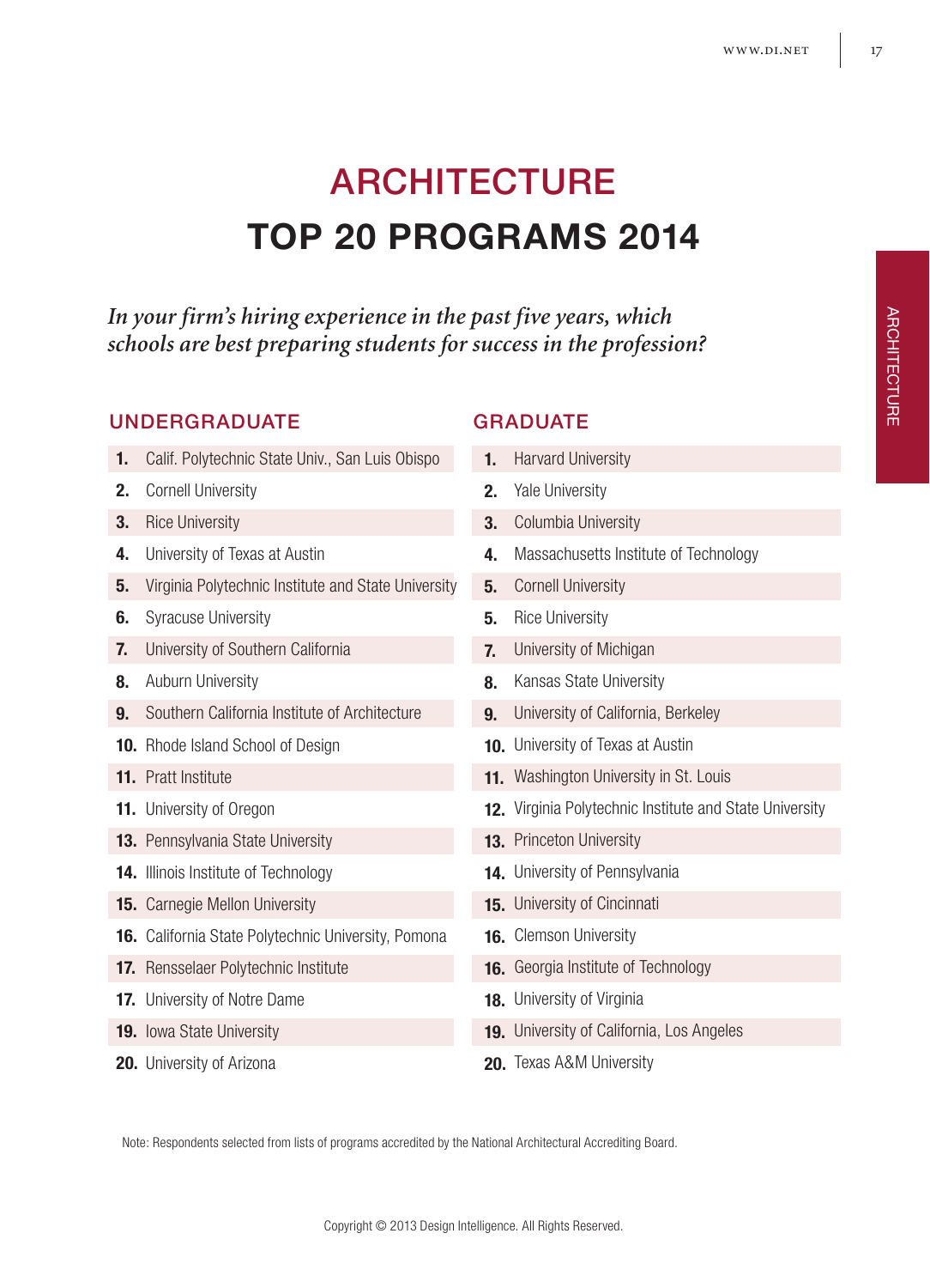# ARCHITECTURE

# TOP 20 PROGRAMS 2014

*In your firm's hiring experience in the past five years, which schools are best preparing students for success in the profession?*

## UNDERGRADUATE

| Rank | School |
|---|---|
| **1.** | Calif. Polytechnic State Univ., San Luis Obispo |
| **2.** | Cornell University |
| **3.** | Rice University |
| **4.** | University of Texas at Austin |
| **5.** | Virginia Polytechnic Institute and State University |
| **6.** | Syracuse University |
| **7.** | University of Southern California |
| **8.** | Auburn University |
| **9.** | Southern California Institute of Architecture |
| **10.** | Rhode Island School of Design |
| **11.** | Pratt Institute |
| **11.** | University of Oregon |
| **13.** | Pennsylvania State University |
| **14.** | Illinois Institute of Technology |
| **15.** | Carnegie Mellon University |
| **16.** | California State Polytechnic University, Pomona |
| **17.** | Rensselaer Polytechnic Institute |
| **17.** | University of Notre Dame |
| **19.** | Iowa State University |
| **20.** | University of Arizona |

## GRADUATE

| Rank | School |
|---|---|
| **1.** | Harvard University |
| **2.** | Yale University |
| **3.** | Columbia University |
| **4.** | Massachusetts Institute of Technology |
| **5.** | Cornell University |
| **5.** | Rice University |
| **7.** | University of Michigan |
| **8.** | Kansas State University |
| **9.** | University of California, Berkeley |
| **10.** | University of Texas at Austin |
| **11.** | Washington University in St. Louis |
| **12.** | Virginia Polytechnic Institute and State University |
| **13.** | Princeton University |
| **14.** | University of Pennsylvania |
| **15.** | University of Cincinnati |
| **16.** | Clemson University |
| **16.** | Georgia Institute of Technology |
| **18.** | University of Virginia |
| **19.** | University of California, Los Angeles |
| **20.** | Texas A&M University |

Note: Respondents selected from lists of programs accredited by the National Architectural Accrediting Board.

Copyright © 2013 Design Intelligence. All Rights Reserved.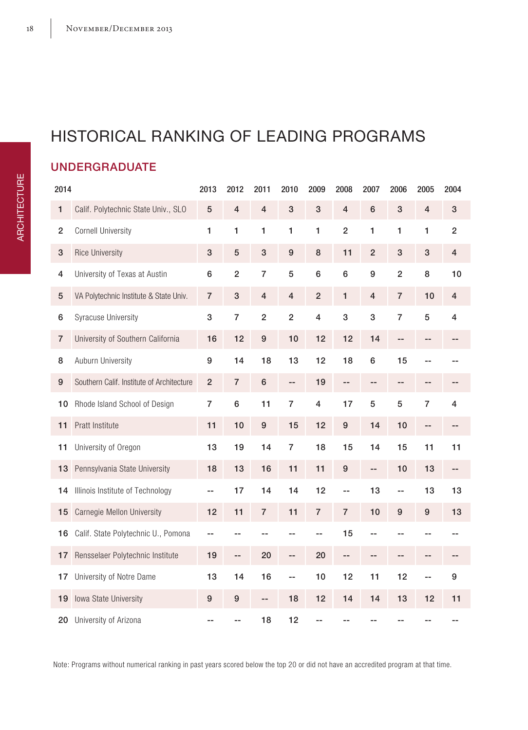# HISTORICAL RANKING OF LEADING PROGRAMS

## UNDERGRADUATE

| 2014 | | 2013 | 2012 | 2011 | 2010 | 2009 | 2008 | 2007 | 2006 | 2005 | 2004 |
|---|---|---|---|---|---|---|---|---|---|---|---|
| 1 | Calif. Polytechnic State Univ., SLO | 5 | 4 | 4 | 3 | 3 | 4 | 6 | 3 | 4 | 3 |
| 2 | Cornell University | 1 | 1 | 1 | 1 | 1 | 2 | 1 | 1 | 1 | 2 |
| 3 | Rice University | 3 | 5 | 3 | 9 | 8 | 11 | 2 | 3 | 3 | 4 |
| 4 | University of Texas at Austin | 6 | 2 | 7 | 5 | 6 | 6 | 9 | 2 | 8 | 10 |
| 5 | VA Polytechnic Institute & State Univ. | 7 | 3 | 4 | 4 | 2 | 1 | 4 | 7 | 10 | 4 |
| 6 | Syracuse University | 3 | 7 | 2 | 2 | 4 | 3 | 3 | 7 | 5 | 4 |
| 7 | University of Southern California | 16 | 12 | 9 | 10 | 12 | 12 | 14 | -- | -- | -- |
| 8 | Auburn University | 9 | 14 | 18 | 13 | 12 | 18 | 6 | 15 | -- | -- |
| 9 | Southern Calif. Institute of Architecture | 2 | 7 | 6 | -- | 19 | -- | -- | -- | -- | -- |
| 10 | Rhode Island School of Design | 7 | 6 | 11 | 7 | 4 | 17 | 5 | 5 | 7 | 4 |
| 11 | Pratt Institute | 11 | 10 | 9 | 15 | 12 | 9 | 14 | 10 | -- | -- |
| 11 | University of Oregon | 13 | 19 | 14 | 7 | 18 | 15 | 14 | 15 | 11 | 11 |
| 13 | Pennsylvania State University | 18 | 13 | 16 | 11 | 11 | 9 | -- | 10 | 13 | -- |
| 14 | Illinois Institute of Technology | -- | 17 | 14 | 14 | 12 | -- | 13 | -- | 13 | 13 |
| 15 | Carnegie Mellon University | 12 | 11 | 7 | 11 | 7 | 7 | 10 | 9 | 9 | 13 |
| 16 | Calif. State Polytechnic U., Pomona | -- | -- | -- | -- | -- | 15 | -- | -- | -- | -- |
| 17 | Rensselaer Polytechnic Institute | 19 | -- | 20 | -- | 20 | -- | -- | -- | -- | -- |
| 17 | University of Notre Dame | 13 | 14 | 16 | -- | 10 | 12 | 11 | 12 | -- | 9 |
| 19 | Iowa State University | 9 | 9 | -- | 18 | 12 | 14 | 14 | 13 | 12 | 11 |
| 20 | University of Arizona | -- | -- | 18 | 12 | -- | -- | -- | -- | -- | -- |

Note: Programs without numerical ranking in past years scored below the top 20 or did not have an accredited program at that time.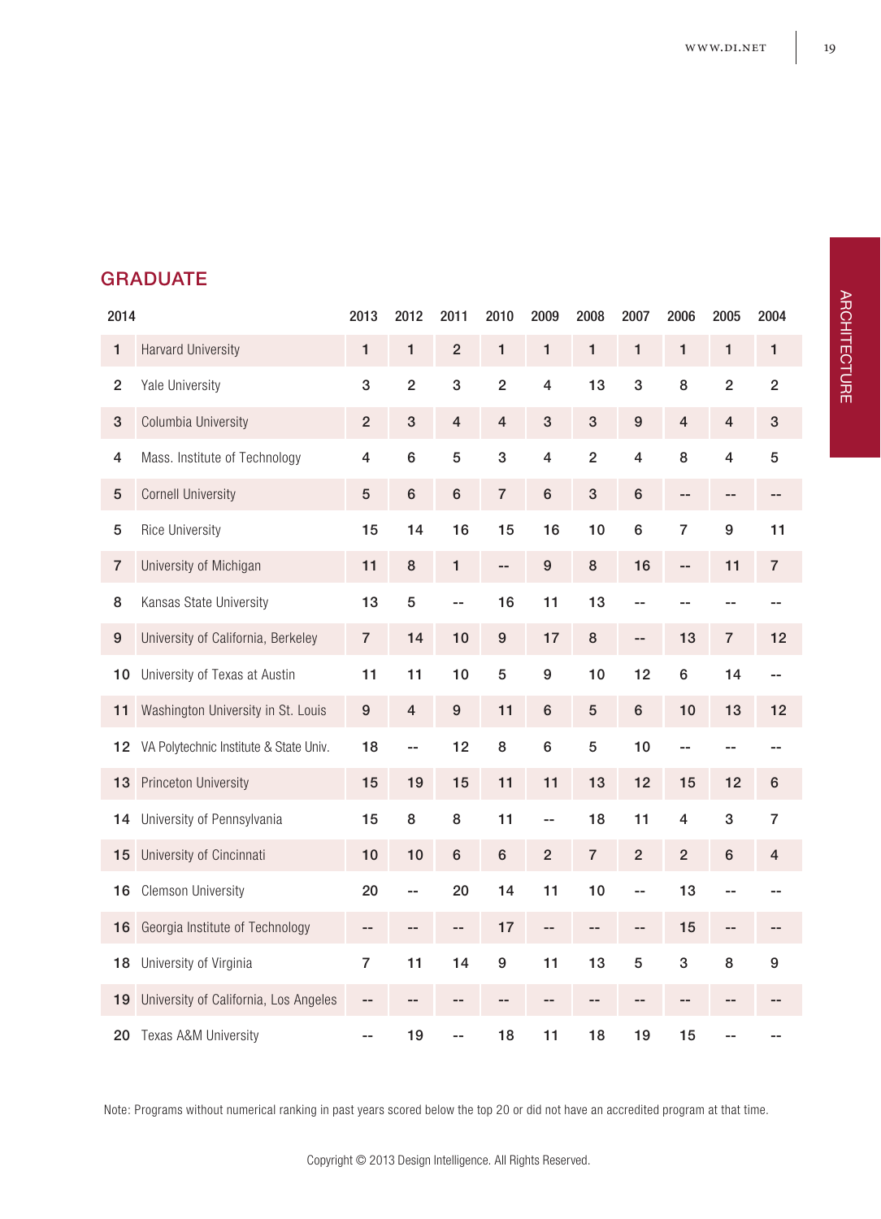## GRADUATE

| 2014 | | 2013 | 2012 | 2011 | 2010 | 2009 | 2008 | 2007 | 2006 | 2005 | 2004 |
|---|---|---|---|---|---|---|---|---|---|---|---|
| 1 | Harvard University | 1 | 1 | 2 | 1 | 1 | 1 | 1 | 1 | 1 | 1 |
| 2 | Yale University | 3 | 2 | 3 | 2 | 4 | 13 | 3 | 8 | 2 | 2 |
| 3 | Columbia University | 2 | 3 | 4 | 4 | 3 | 3 | 9 | 4 | 4 | 3 |
| 4 | Mass. Institute of Technology | 4 | 6 | 5 | 3 | 4 | 2 | 4 | 8 | 4 | 5 |
| 5 | Cornell University | 5 | 6 | 6 | 7 | 6 | 3 | 6 | -- | -- | -- |
| 5 | Rice University | 15 | 14 | 16 | 15 | 16 | 10 | 6 | 7 | 9 | 11 |
| 7 | University of Michigan | 11 | 8 | 1 | -- | 9 | 8 | 16 | -- | 11 | 7 |
| 8 | Kansas State University | 13 | 5 | -- | 16 | 11 | 13 | -- | -- | -- | -- |
| 9 | University of California, Berkeley | 7 | 14 | 10 | 9 | 17 | 8 | -- | 13 | 7 | 12 |
| 10 | University of Texas at Austin | 11 | 11 | 10 | 5 | 9 | 10 | 12 | 6 | 14 | -- |
| 11 | Washington University in St. Louis | 9 | 4 | 9 | 11 | 6 | 5 | 6 | 10 | 13 | 12 |
| 12 | VA Polytechnic Institute & State Univ. | 18 | -- | 12 | 8 | 6 | 5 | 10 | -- | -- | -- |
| 13 | Princeton University | 15 | 19 | 15 | 11 | 11 | 13 | 12 | 15 | 12 | 6 |
| 14 | University of Pennsylvania | 15 | 8 | 8 | 11 | -- | 18 | 11 | 4 | 3 | 7 |
| 15 | University of Cincinnati | 10 | 10 | 6 | 6 | 2 | 7 | 2 | 2 | 6 | 4 |
| 16 | Clemson University | 20 | -- | 20 | 14 | 11 | 10 | -- | 13 | -- | -- |
| 16 | Georgia Institute of Technology | -- | -- | -- | 17 | -- | -- | -- | 15 | -- | -- |
| 18 | University of Virginia | 7 | 11 | 14 | 9 | 11 | 13 | 5 | 3 | 8 | 9 |
| 19 | University of California, Los Angeles | -- | -- | -- | -- | -- | -- | -- | -- | -- | -- |
| 20 | Texas A&M University | -- | 19 | -- | 18 | 11 | 18 | 19 | 15 | -- | -- |

Note: Programs without numerical ranking in past years scored below the top 20 or did not have an accredited program at that time.

Copyright © 2013 Design Intelligence. All Rights Reserved.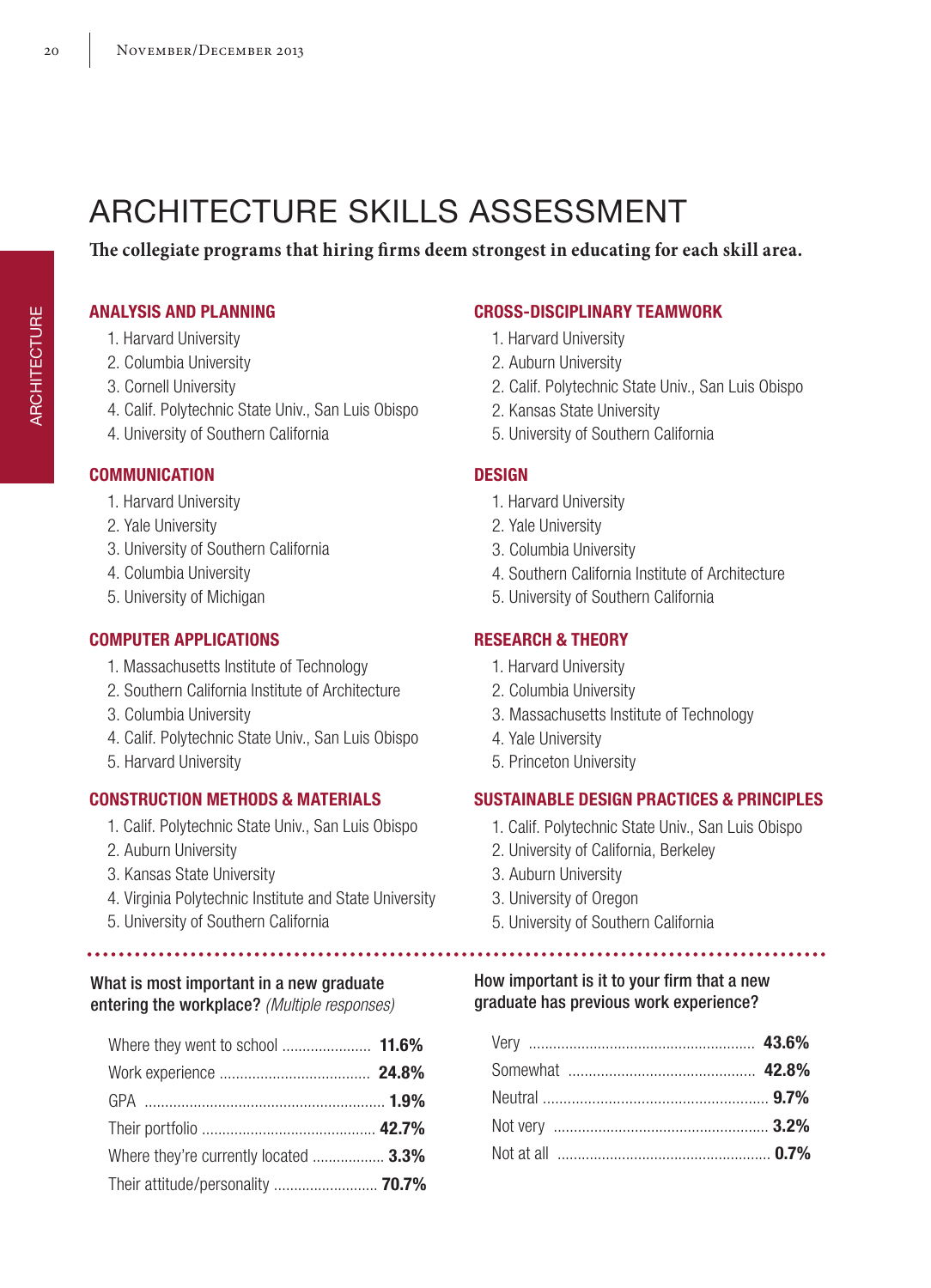# ARCHITECTURE SKILLS ASSESSMENT

**The collegiate programs that hiring firms deem strongest in educating for each skill area.**

## ANALYSIS AND PLANNING

1. Harvard University
2. Columbia University
3. Cornell University
4. Calif. Polytechnic State Univ., San Luis Obispo
4. University of Southern California

## COMMUNICATION

1. Harvard University
2. Yale University
3. University of Southern California
4. Columbia University
5. University of Michigan

## COMPUTER APPLICATIONS

1. Massachusetts Institute of Technology
2. Southern California Institute of Architecture
3. Columbia University
4. Calif. Polytechnic State Univ., San Luis Obispo
5. Harvard University

## CONSTRUCTION METHODS & MATERIALS

1. Calif. Polytechnic State Univ., San Luis Obispo
2. Auburn University
3. Kansas State University
4. Virginia Polytechnic Institute and State University
5. University of Southern California

## CROSS-DISCIPLINARY TEAMWORK

1. Harvard University
2. Auburn University
2. Calif. Polytechnic State Univ., San Luis Obispo
2. Kansas State University
5. University of Southern California

## DESIGN

1. Harvard University
2. Yale University
3. Columbia University
4. Southern California Institute of Architecture
5. University of Southern California

## RESEARCH & THEORY

1. Harvard University
2. Columbia University
3. Massachusetts Institute of Technology
4. Yale University
5. Princeton University

## SUSTAINABLE DESIGN PRACTICES & PRINCIPLES

1. Calif. Polytechnic State Univ., San Luis Obispo
2. University of California, Berkeley
3. Auburn University
3. University of Oregon
5. University of Southern California

---

What is most important in a new graduate entering the workplace? *(Multiple responses)*

| | |
|---|---|
| Where they went to school | **11.6%** |
| Work experience | **24.8%** |
| GPA | **1.9%** |
| Their portfolio | **42.7%** |
| Where they're currently located | **3.3%** |
| Their attitude/personality | **70.7%** |

How important is it to your firm that a new graduate has previous work experience?

| | |
|---|---|
| Very | **43.6%** |
| Somewhat | **42.8%** |
| Neutral | **9.7%** |
| Not very | **3.2%** |
| Not at all | **0.7%** |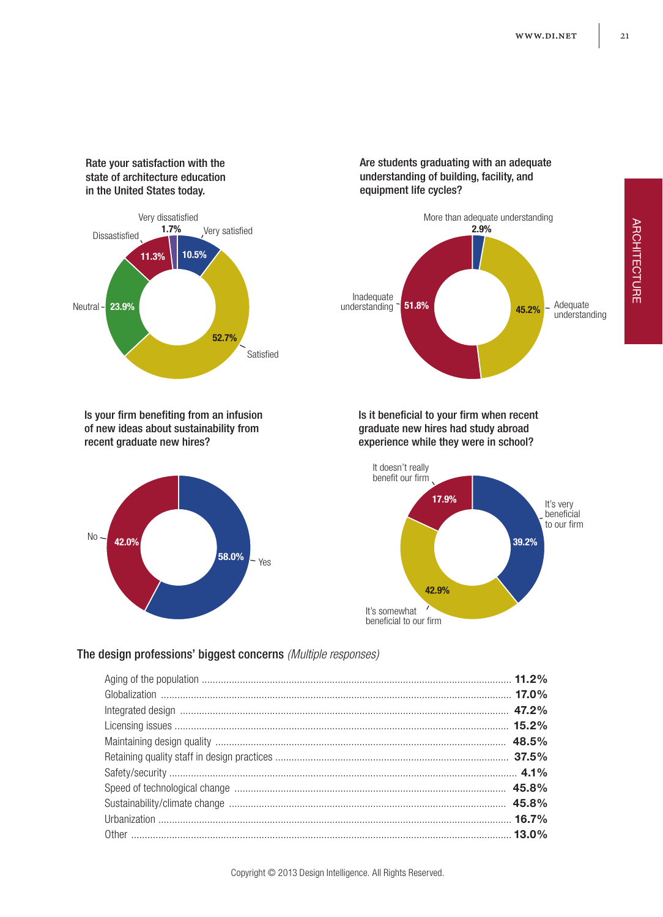Rate your satisfaction with the state of architecture education in the United States today.

| Response | Percentage |
|---|---|
| Very satisfied | 10.5% |
| Satisfied | 52.7% |
| Neutral | 23.9% |
| Dissatisfied | 11.3% |
| Very dissatisfied | 1.7% |

Are students graduating with an adequate understanding of building, facility, and equipment life cycles?

| Response | Percentage |
|---|---|
| More than adequate understanding | 2.9% |
| Adequate understanding | 45.2% |
| Inadequate understanding | 51.8% |

Is your firm benefiting from an infusion of new ideas about sustainability from recent graduate new hires?

| Response | Percentage |
|---|---|
| Yes | 58.0% |
| No | 42.0% |

Is it beneficial to your firm when recent graduate new hires had study abroad experience while they were in school?

| Response | Percentage |
|---|---|
| It's very beneficial to our firm | 39.2% |
| It's somewhat beneficial to our firm | 42.9% |
| It doesn't really benefit our firm | 17.9% |

## The design professions' biggest concerns *(Multiple responses)*

| Concern | Percentage |
|---|---|
| Aging of the population | **11.2%** |
| Globalization | **17.0%** |
| Integrated design | **47.2%** |
| Licensing issues | **15.2%** |
| Maintaining design quality | **48.5%** |
| Retaining quality staff in design practices | **37.5%** |
| Safety/security | **4.1%** |
| Speed of technological change | **45.8%** |
| Sustainability/climate change | **45.8%** |
| Urbanization | **16.7%** |
| Other | **13.0%** |

Copyright © 2013 Design Intelligence. All Rights Reserved.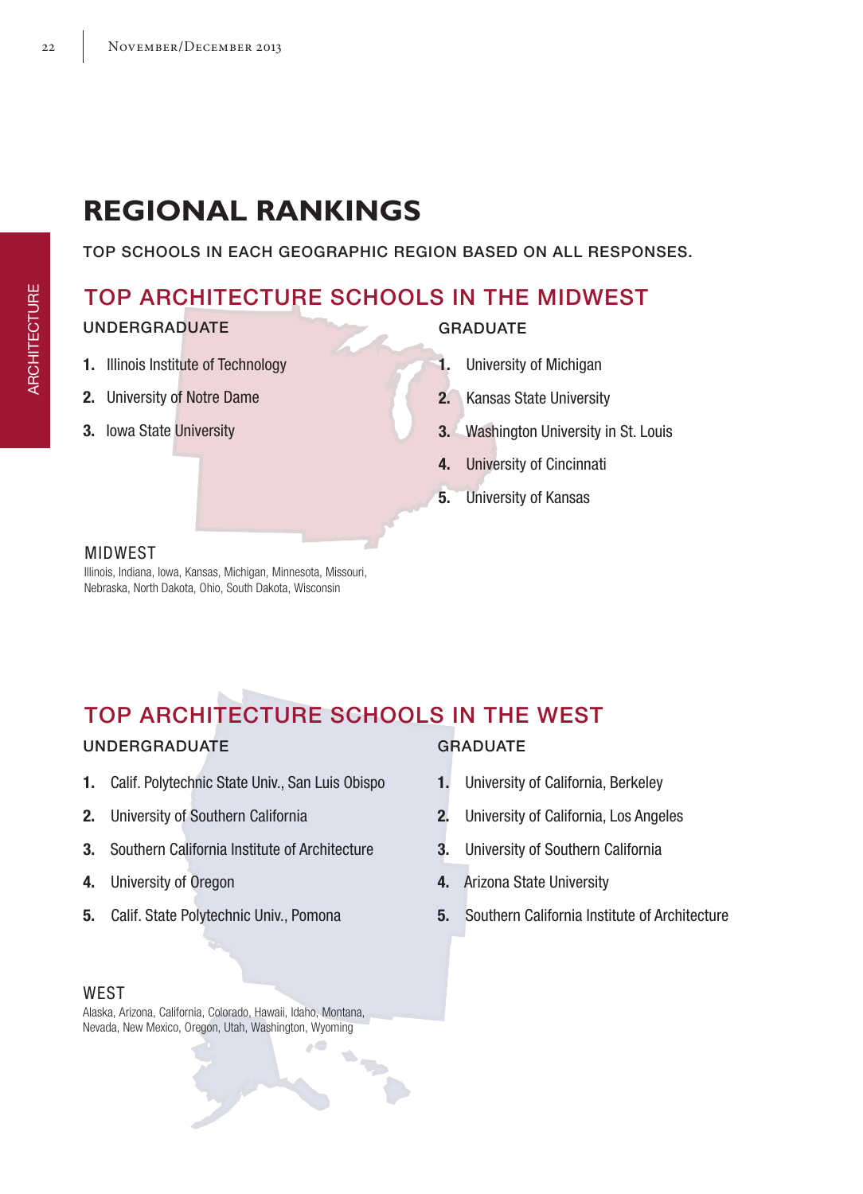# REGIONAL RANKINGS

TOP SCHOOLS IN EACH GEOGRAPHIC REGION BASED ON ALL RESPONSES.

## TOP ARCHITECTURE SCHOOLS IN THE MIDWEST

### UNDERGRADUATE

1. Illinois Institute of Technology
2. University of Notre Dame
3. Iowa State University

### GRADUATE

1. University of Michigan
2. Kansas State University
3. Washington University in St. Louis
4. University of Cincinnati
5. University of Kansas

MIDWEST

Illinois, Indiana, Iowa, Kansas, Michigan, Minnesota, Missouri, Nebraska, North Dakota, Ohio, South Dakota, Wisconsin

## TOP ARCHITECTURE SCHOOLS IN THE WEST

### UNDERGRADUATE

1. Calif. Polytechnic State Univ., San Luis Obispo
2. University of Southern California
3. Southern California Institute of Architecture
4. University of Oregon
5. Calif. State Polytechnic Univ., Pomona

### GRADUATE

1. University of California, Berkeley
2. University of California, Los Angeles
3. University of Southern California
4. Arizona State University
5. Southern California Institute of Architecture

WEST

Alaska, Arizona, California, Colorado, Hawaii, Idaho, Montana, Nevada, New Mexico, Oregon, Utah, Washington, Wyoming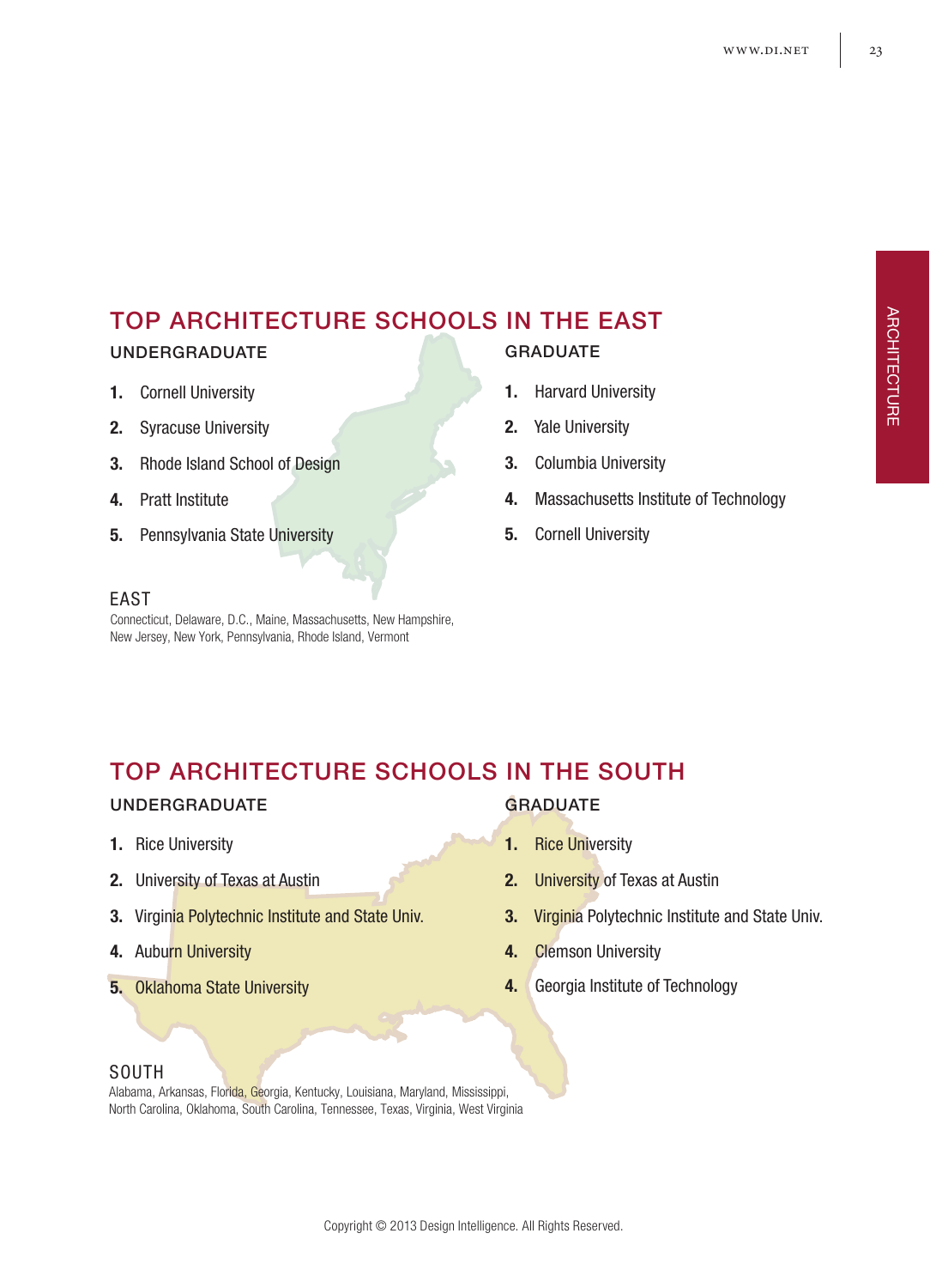## TOP ARCHITECTURE SCHOOLS IN THE EAST

### UNDERGRADUATE

1. Cornell University
2. Syracuse University
3. Rhode Island School of Design
4. Pratt Institute
5. Pennsylvania State University

### GRADUATE

1. Harvard University
2. Yale University
3. Columbia University
4. Massachusetts Institute of Technology
5. Cornell University

EAST

Connecticut, Delaware, D.C., Maine, Massachusetts, New Hampshire, New Jersey, New York, Pennsylvania, Rhode Island, Vermont

## TOP ARCHITECTURE SCHOOLS IN THE SOUTH

### UNDERGRADUATE

1. Rice University
2. University of Texas at Austin
3. Virginia Polytechnic Institute and State Univ.
4. Auburn University
5. Oklahoma State University

### GRADUATE

1. Rice University
2. University of Texas at Austin
3. Virginia Polytechnic Institute and State Univ.
4. Clemson University
4. Georgia Institute of Technology

SOUTH

Alabama, Arkansas, Florida, Georgia, Kentucky, Louisiana, Maryland, Mississippi, North Carolina, Oklahoma, South Carolina, Tennessee, Texas, Virginia, West Virginia

Copyright © 2013 Design Intelligence. All Rights Reserved.